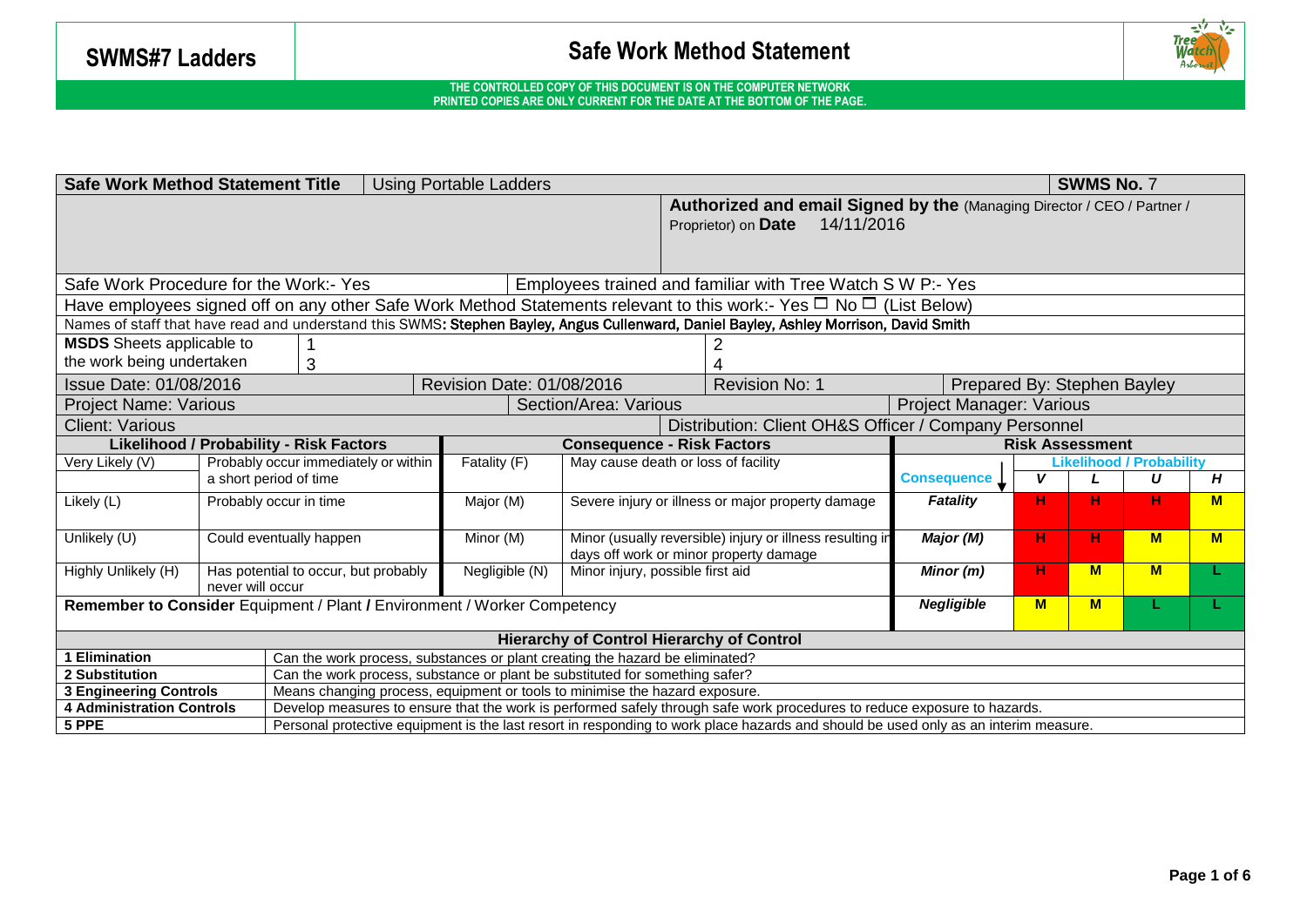# SWMS#7 Ladders

## Safe Work Method Statement

**THE CONTROLLED COPY OF THIS DOCUMENT IS ON THE COMPUTER NETWORK**
**PRINTED COPIES ARE ONLY CURRENT FOR THE DATE AT THE BOTTOM OF THE PAGE.**

| **Safe Work Method Statement Title** | Using Portable Ladders | **SWMS No.** 7 |
|---|---|---|
| | **Authorized and email Signed by the** (Managing Director / CEO / Partner / Proprietor) on **Date** 14/11/2016 | |

Safe Work Procedure for the Work:- Yes | Employees trained and familiar with Tree Watch S W P:- Yes

Have employees signed off on any other Safe Work Method Statements relevant to this work:- Yes ☐ No ☐ (List Below)

Names of staff that have read and understand this SWMS: **Stephen Bayley, Angus Cullenward, Daniel Bayley, Ashley Morrison, David Smith**

| **MSDS** Sheets applicable to the work being undertaken | 1 | 2 |
|---|---|---|
| | 3 | 4 |

| Issue Date: 01/08/2016 | Revision Date: 01/08/2016 | Revision No: 1 | Prepared By: Stephen Bayley |
|---|---|---|---|
| Project Name: Various | Section/Area: Various | Project Manager: Various | |
| Client: Various | Distribution: Client OH&S Officer / Company Personnel | | |

| **Likelihood / Probability - Risk Factors** | | **Consequence - Risk Factors** | | **Risk Assessment** | | | | |
|---|---|---|---|---|---|---|---|---|
| | | | | | **Likelihood / Probability** | | | |
| Very Likely (V) | Probably occur immediately or within a short period of time | Fatality (F) | May cause death or loss of facility | **Consequence** ↓ | ***V*** | ***L*** | ***U*** | ***H*** |
| Likely (L) | Probably occur in time | Major (M) | Severe injury or illness or major property damage | ***Fatality*** | **H** | **H** | **H** | **M** |
| Unlikely (U) | Could eventually happen | Minor (M) | Minor (usually reversible) injury or illness resulting in days off work or minor property damage | ***Major (M)*** | **H** | **H** | **M** | **M** |
| Highly Unlikely (H) | Has potential to occur, but probably never will occur | Negligible (N) | Minor injury, possible first aid | ***Minor (m)*** | **H** | **M** | **M** | **L** |
| **Remember to Consider** Equipment / Plant **/** Environment / Worker Competency | | | | ***Negligible*** | **M** | **M** | **L** | **L** |

| **Hierarchy of Control Hierarchy of Control** | |
|---|---|
| **1 Elimination** | Can the work process, substances or plant creating the hazard be eliminated? |
| **2 Substitution** | Can the work process, substance or plant be substituted for something safer? |
| **3 Engineering Controls** | Means changing process, equipment or tools to minimise the hazard exposure. |
| **4 Administration Controls** | Develop measures to ensure that the work is performed safely through safe work procedures to reduce exposure to hazards. |
| **5 PPE** | Personal protective equipment is the last resort in responding to work place hazards and should be used only as an interim measure. |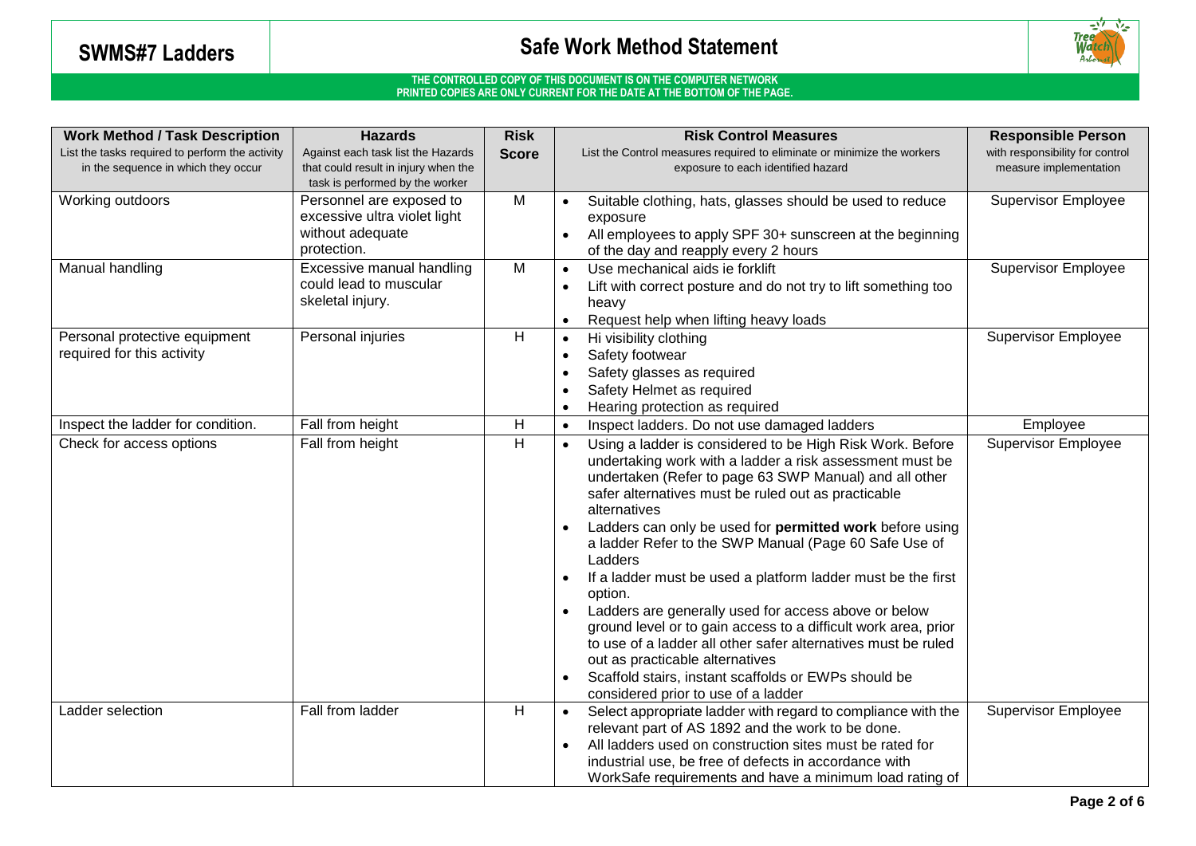# SWMS#7 Ladders

## Safe Work Method Statement

**THE CONTROLLED COPY OF THIS DOCUMENT IS ON THE COMPUTER NETWORK**
**PRINTED COPIES ARE ONLY CURRENT FOR THE DATE AT THE BOTTOM OF THE PAGE.**

| **Work Method / Task Description** List the tasks required to perform the activity in the sequence in which they occur | **Hazards** Against each task list the Hazards that could result in injury when the task is performed by the worker | **Risk Score** | **Risk Control Measures** List the Control measures required to eliminate or minimize the workers exposure to each identified hazard | **Responsible Person** with responsibility for control measure implementation |
|---|---|---|---|---|
| Working outdoors | Personnel are exposed to excessive ultra violet light without adequate protection. | M | • Suitable clothing, hats, glasses should be used to reduce exposure<br>• All employees to apply SPF 30+ sunscreen at the beginning of the day and reapply every 2 hours | Supervisor Employee |
| Manual handling | Excessive manual handling could lead to muscular skeletal injury. | M | • Use mechanical aids ie forklift<br>• Lift with correct posture and do not try to lift something too heavy<br>• Request help when lifting heavy loads | Supervisor Employee |
| Personal protective equipment required for this activity | Personal injuries | H | • Hi visibility clothing<br>• Safety footwear<br>• Safety glasses as required<br>• Safety Helmet as required<br>• Hearing protection as required | Supervisor Employee |
| Inspect the ladder for condition. | Fall from height | H | • Inspect ladders. Do not use damaged ladders | Employee |
| Check for access options | Fall from height | H | • Using a ladder is considered to be High Risk Work. Before undertaking work with a ladder a risk assessment must be undertaken (Refer to page 63 SWP Manual) and all other safer alternatives must be ruled out as practicable alternatives<br>• Ladders can only be used for **permitted work** before using a ladder Refer to the SWP Manual (Page 60 Safe Use of Ladders<br>• If a ladder must be used a platform ladder must be the first option.<br>• Ladders are generally used for access above or below ground level or to gain access to a difficult work area, prior to use of a ladder all other safer alternatives must be ruled out as practicable alternatives<br>• Scaffold stairs, instant scaffolds or EWPs should be considered prior to use of a ladder | Supervisor Employee |
| Ladder selection | Fall from ladder | H | • Select appropriate ladder with regard to compliance with the relevant part of AS 1892 and the work to be done.<br>• All ladders used on construction sites must be rated for industrial use, be free of defects in accordance with WorkSafe requirements and have a minimum load rating of | Supervisor Employee |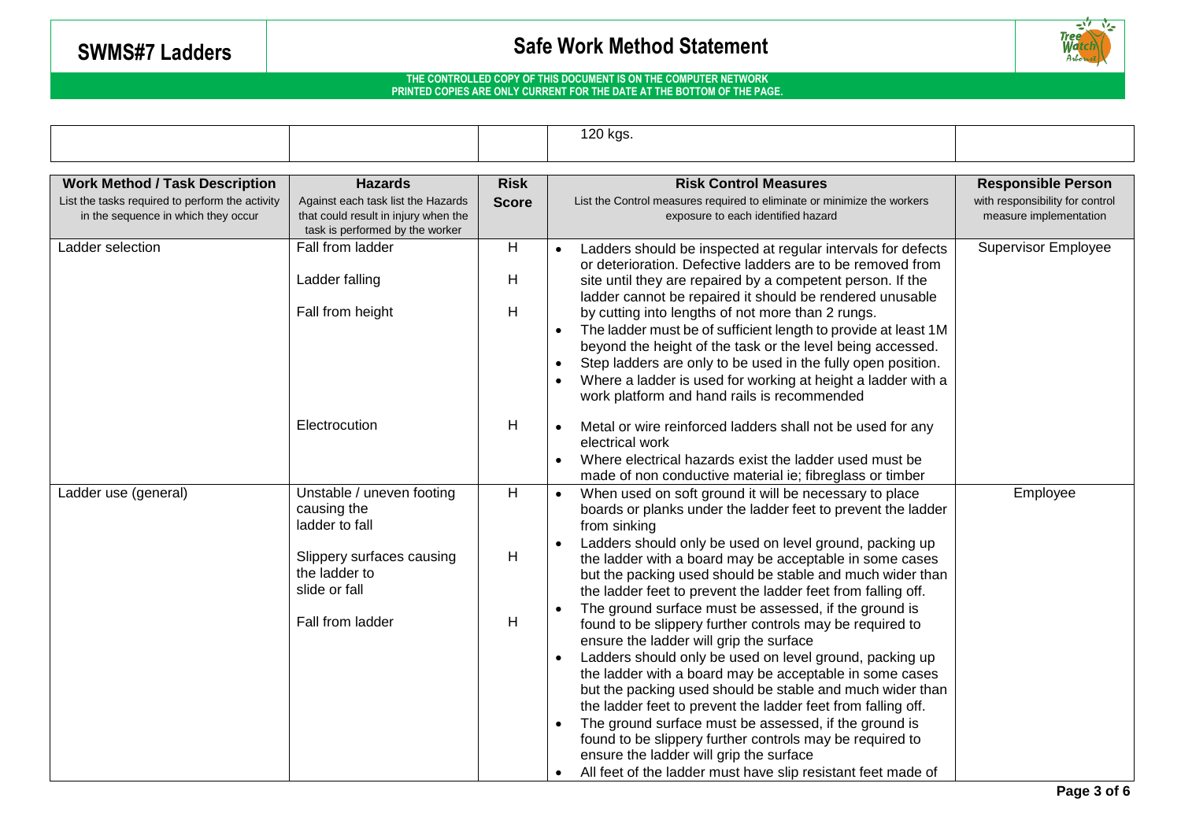| | | | 120 kgs. | |
|---|---|---|---|---|

| Work Method / Task Description<br>List the tasks required to perform the activity in the sequence in which they occur | Hazards<br>Against each task list the Hazards that could result in injury when the task is performed by the worker | Risk Score | Risk Control Measures<br>List the Control measures required to eliminate or minimize the workers exposure to each identified hazard | Responsible Person<br>with responsibility for control measure implementation |
|---|---|---|---|---|
| Ladder selection | Fall from ladder<br><br>Ladder falling<br><br>Fall from height | H<br><br>H<br><br>H | • Ladders should be inspected at regular intervals for defects or deterioration. Defective ladders are to be removed from site until they are repaired by a competent person. If the ladder cannot be repaired it should be rendered unusable by cutting into lengths of not more than 2 rungs.<br>• The ladder must be of sufficient length to provide at least 1M beyond the height of the task or the level being accessed.<br>• Step ladders are only to be used in the fully open position.<br>• Where a ladder is used for working at height a ladder with a work platform and hand rails is recommended | Supervisor Employee |
| | Electrocution | H | • Metal or wire reinforced ladders shall not be used for any electrical work<br>• Where electrical hazards exist the ladder used must be made of non conductive material ie; fibreglass or timber | |
| Ladder use (general) | Unstable / uneven footing causing the ladder to fall<br><br>Slippery surfaces causing the ladder to slide or fall<br><br>Fall from ladder | H<br><br>H<br><br>H | • When used on soft ground it will be necessary to place boards or planks under the ladder feet to prevent the ladder from sinking<br>• Ladders should only be used on level ground, packing up the ladder with a board may be acceptable in some cases but the packing used should be stable and much wider than the ladder feet to prevent the ladder feet from falling off.<br>• The ground surface must be assessed, if the ground is found to be slippery further controls may be required to ensure the ladder will grip the surface<br>• Ladders should only be used on level ground, packing up the ladder with a board may be acceptable in some cases but the packing used should be stable and much wider than the ladder feet to prevent the ladder feet from falling off.<br>• The ground surface must be assessed, if the ground is found to be slippery further controls may be required to ensure the ladder will grip the surface<br>• All feet of the ladder must have slip resistant feet made of | Employee |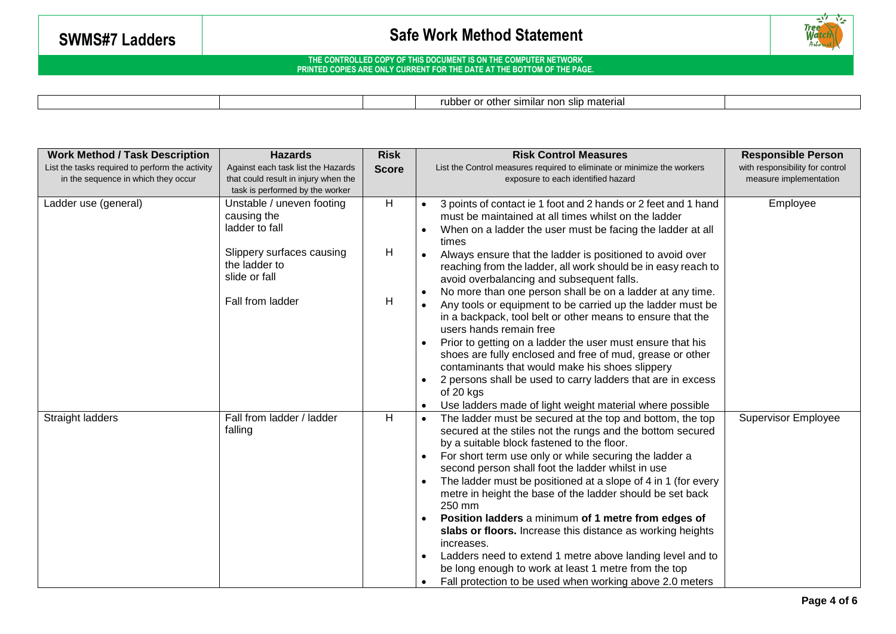| | | | rubber or other similar non slip material | |
|---|---|---|---|---|

| **Work Method / Task Description** | **Hazards** | **Risk Score** | **Risk Control Measures** | **Responsible Person** |
|---|---|---|---|---|
| List the tasks required to perform the activity in the sequence in which they occur | Against each task list the Hazards that could result in injury when the task is performed by the worker | | List the Control measures required to eliminate or minimize the workers exposure to each identified hazard | with responsibility for control measure implementation |
| Ladder use (general) | Unstable / uneven footing causing the ladder to fall<br><br>Slippery surfaces causing the ladder to slide or fall<br><br>Fall from ladder | H<br><br>H<br><br>H | • 3 points of contact ie 1 foot and 2 hands or 2 feet and 1 hand must be maintained at all times whilst on the ladder<br>• When on a ladder the user must be facing the ladder at all times<br>• Always ensure that the ladder is positioned to avoid over reaching from the ladder, all work should be in easy reach to avoid overbalancing and subsequent falls.<br>• No more than one person shall be on a ladder at any time.<br>• Any tools or equipment to be carried up the ladder must be in a backpack, tool belt or other means to ensure that the users hands remain free<br>• Prior to getting on a ladder the user must ensure that his shoes are fully enclosed and free of mud, grease or other contaminants that would make his shoes slippery<br>• 2 persons shall be used to carry ladders that are in excess of 20 kgs<br>• Use ladders made of light weight material where possible | Employee |
| Straight ladders | Fall from ladder / ladder falling | H | • The ladder must be secured at the top and bottom, the top secured at the stiles not the rungs and the bottom secured by a suitable block fastened to the floor.<br>• For short term use only or while securing the ladder a second person shall foot the ladder whilst in use<br>• The ladder must be positioned at a slope of 4 in 1 (for every metre in height the base of the ladder should be set back 250 mm<br>• **Position ladders** a minimum **of 1 metre from edges of slabs or floors.** Increase this distance as working heights increases.<br>• Ladders need to extend 1 metre above landing level and to be long enough to work at least 1 metre from the top<br>• Fall protection to be used when working above 2.0 meters | Supervisor Employee |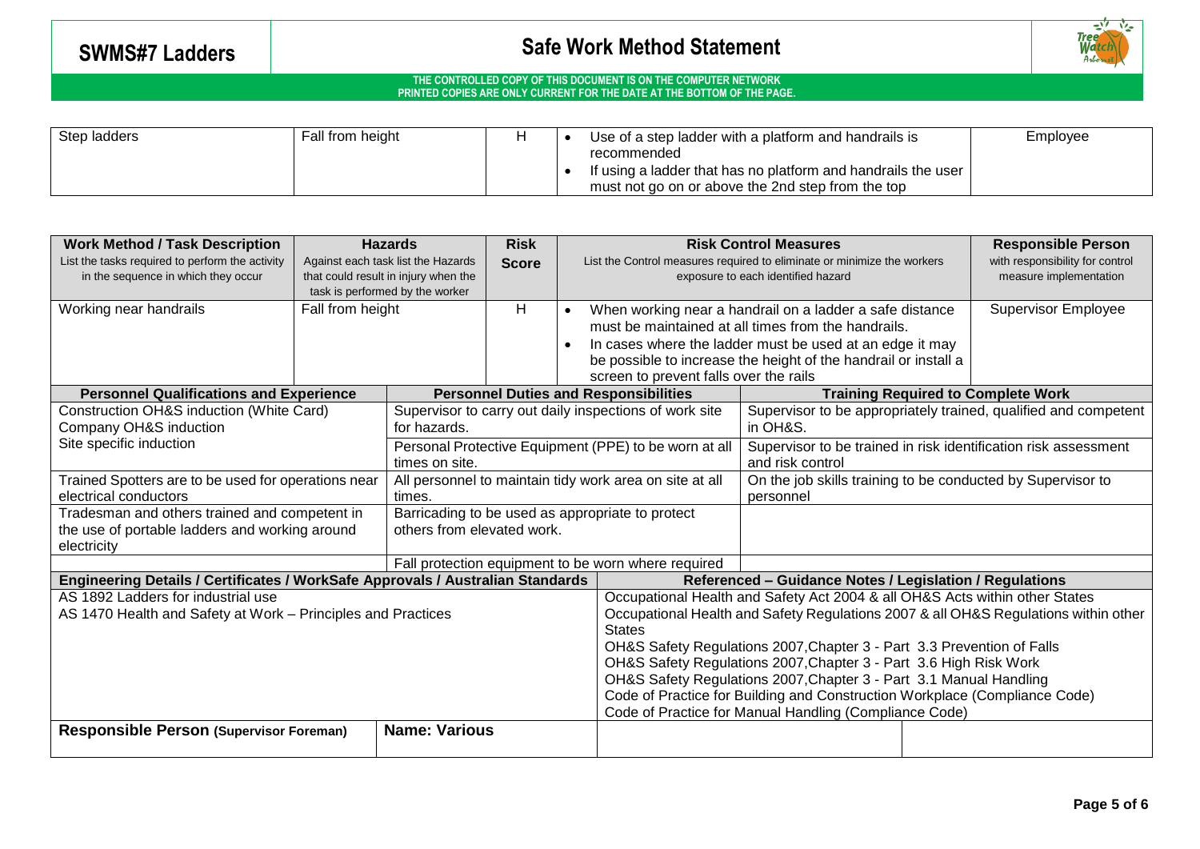| Step ladders | Fall from height | H | • Use of a step ladder with a platform and handrails is recommended<br>• If using a ladder that has no platform and handrails the user must not go on or above the 2nd step from the top | Employee |
|---|---|---|---|---|

| **Work Method / Task Description**<br>List the tasks required to perform the activity in the sequence in which they occur | **Hazards**<br>Against each task list the Hazards that could result in injury when the task is performed by the worker | **Risk Score** | **Risk Control Measures**<br>List the Control measures required to eliminate or minimize the workers exposure to each identified hazard | **Responsible Person**<br>with responsibility for control measure implementation |
|---|---|---|---|---|
| Working near handrails | Fall from height | H | • When working near a handrail on a ladder a safe distance must be maintained at all times from the handrails.<br>• In cases where the ladder must be used at an edge it may be possible to increase the height of the handrail or install a screen to prevent falls over the rails | Supervisor Employee |

| **Personnel Qualifications and Experience** | **Personnel Duties and Responsibilities** | **Training Required to Complete Work** |
|---|---|---|
| Construction OH&S induction (White Card)<br>Company OH&S induction<br>Site specific induction | Supervisor to carry out daily inspections of work site for hazards. | Supervisor to be appropriately trained, qualified and competent in OH&S. |
| | Personal Protective Equipment (PPE) to be worn at all times on site. | Supervisor to be trained in risk identification risk assessment and risk control |
| Trained Spotters are to be used for operations near electrical conductors | All personnel to maintain tidy work area on site at all times. | On the job skills training to be conducted by Supervisor to personnel |
| Tradesman and others trained and competent in the use of portable ladders and working around electricity | Barricading to be used as appropriate to protect others from elevated work. | |
| | Fall protection equipment to be worn where required | |

| **Engineering Details / Certificates / WorkSafe Approvals / Australian Standards** | **Referenced – Guidance Notes / Legislation / Regulations** |
|---|---|
| AS 1892 Ladders for industrial use<br>AS 1470 Health and Safety at Work – Principles and Practices | Occupational Health and Safety Act 2004 & all OH&S Acts within other States<br>Occupational Health and Safety Regulations 2007 & all OH&S Regulations within other States<br>OH&S Safety Regulations 2007,Chapter 3 - Part 3.3 Prevention of Falls<br>OH&S Safety Regulations 2007,Chapter 3 - Part 3.6 High Risk Work<br>OH&S Safety Regulations 2007,Chapter 3 - Part 3.1 Manual Handling<br>Code of Practice for Building and Construction Workplace (Compliance Code)<br>Code of Practice for Manual Handling (Compliance Code) |

| **Responsible Person (Supervisor Foreman)** | **Name: Various** | | |
|---|---|---|---|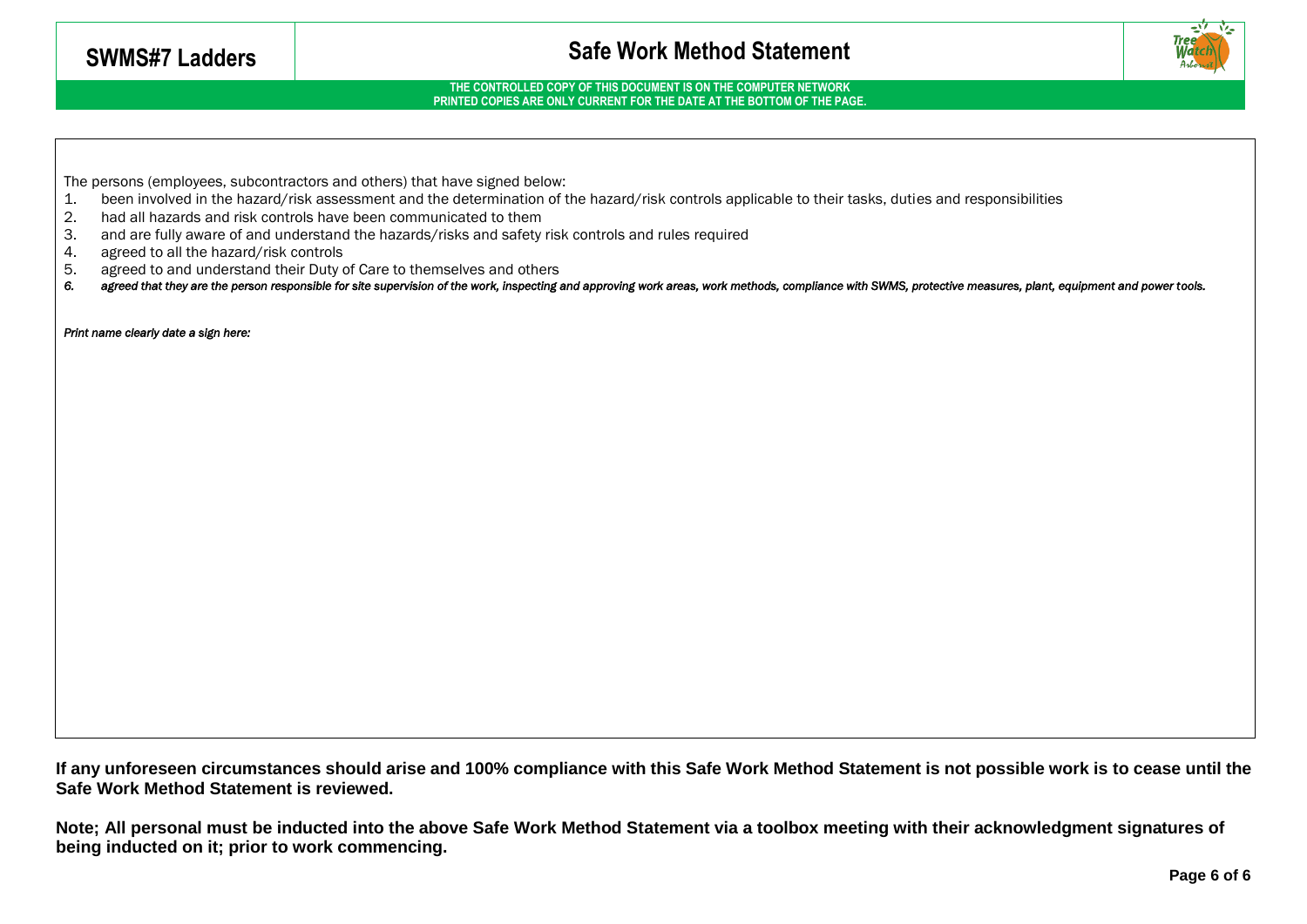The persons (employees, subcontractors and others) that have signed below:

1. been involved in the hazard/risk assessment and the determination of the hazard/risk controls applicable to their tasks, duties and responsibilities
2. had all hazards and risk controls have been communicated to them
3. and are fully aware of and understand the hazards/risks and safety risk controls and rules required
4. agreed to all the hazard/risk controls
5. agreed to and understand their Duty of Care to themselves and others
6. *agreed that they are the person responsible for site supervision of the work, inspecting and approving work areas, work methods, compliance with SWMS, protective measures, plant, equipment and power tools.*

*Print name clearly date a sign here:*

**If any unforeseen circumstances should arise and 100% compliance with this Safe Work Method Statement is not possible work is to cease until the Safe Work Method Statement is reviewed.**

**Note; All personal must be inducted into the above Safe Work Method Statement via a toolbox meeting with their acknowledgment signatures of being inducted on it; prior to work commencing.**